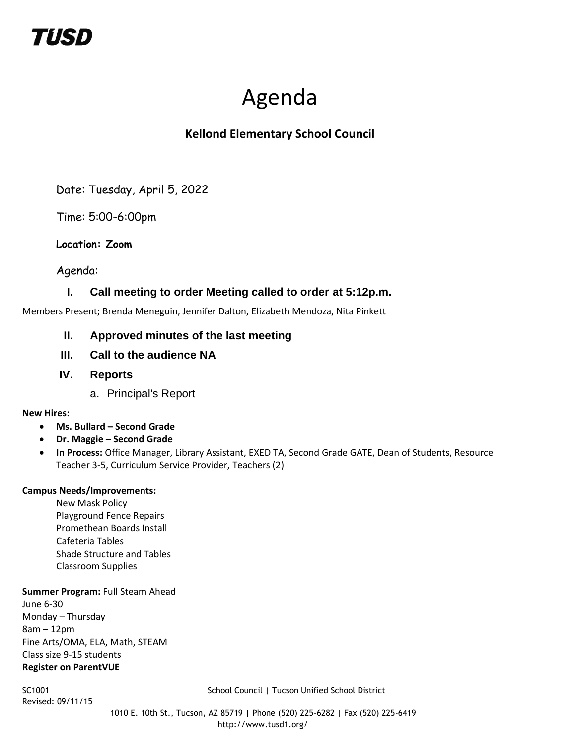**TUSD**

# Agenda

## Kellond Elementary School Council

Date: Tuesday, April 5, 2022

Time: 5:00-6:00pm

**Location: Zoom**

Agenda:

### I. Call meeting to order Meeting called to order at 5:12p.m.

Members Present; Brenda Meneguin, Jennifer Dalton, Elizabeth Mendoza, Nita Pinkett

### II. Approved minutes of the last meeting

### III. Call to the audience NA

### IV. Reports

a. Principal's Report

**New Hires:**

- **Ms. Bullard – Second Grade**
- **Dr. Maggie – Second Grade**
- **In Process:** Office Manager, Library Assistant, EXED TA, Second Grade GATE, Dean of Students, Resource Teacher 3-5, Curriculum Service Provider, Teachers (2)

**Campus Needs/Improvements:**

New Mask Policy
Playground Fence Repairs
Promethean Boards Install
Cafeteria Tables
Shade Structure and Tables
Classroom Supplies

**Summer Program:** Full Steam Ahead
June 6-30
Monday – Thursday
8am – 12pm
Fine Arts/OMA, ELA, Math, STEAM
Class size 9-15 students
**Register on ParentVUE**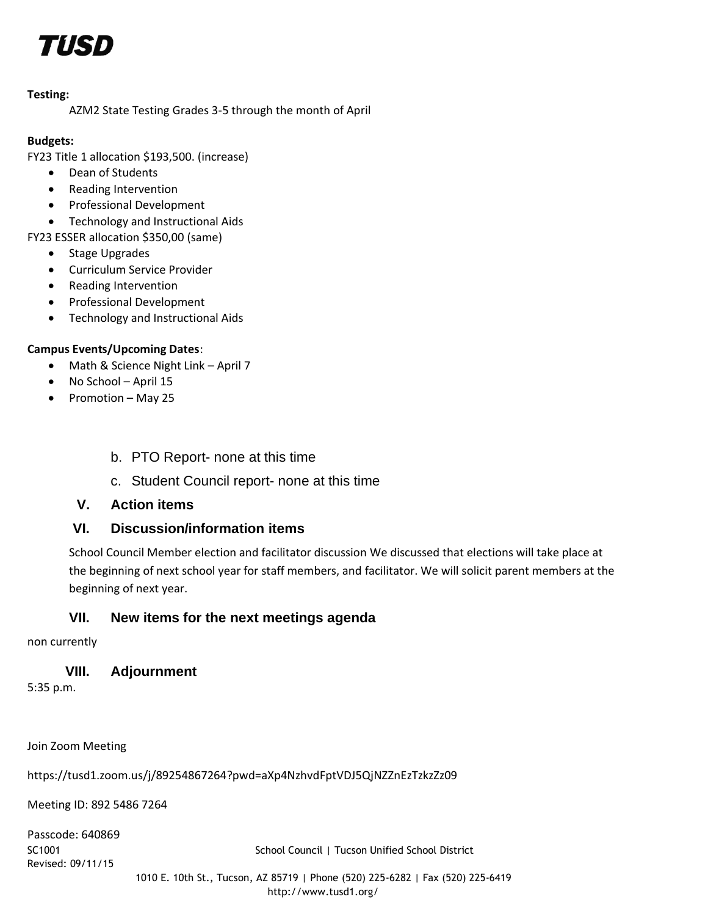**Testing:**

AZM2 State Testing Grades 3-5 through the month of April

**Budgets:**

FY23 Title 1 allocation $193,500. (increase)

- Dean of Students
- Reading Intervention
- Professional Development
- Technology and Instructional Aids

FY23 ESSER allocation $350,00 (same)

- Stage Upgrades
- Curriculum Service Provider
- Reading Intervention
- Professional Development
- Technology and Instructional Aids

**Campus Events/Upcoming Dates**:

- Math & Science Night Link – April 7
- No School – April 15
- Promotion – May 25

b. PTO Report- none at this time

c. Student Council report- none at this time

## V. Action items

## VI. Discussion/information items

School Council Member election and facilitator discussion We discussed that elections will take place at the beginning of next school year for staff members, and facilitator. We will solicit parent members at the beginning of next year.

## VII. New items for the next meetings agenda

non currently

## VIII. Adjournment

5:35 p.m.

Join Zoom Meeting

https://tusd1.zoom.us/j/89254867264?pwd=aXp4NzhvdFptVDJ5QjNZZnEzTzkzZz09

Meeting ID: 892 5486 7264

Passcode: 640869